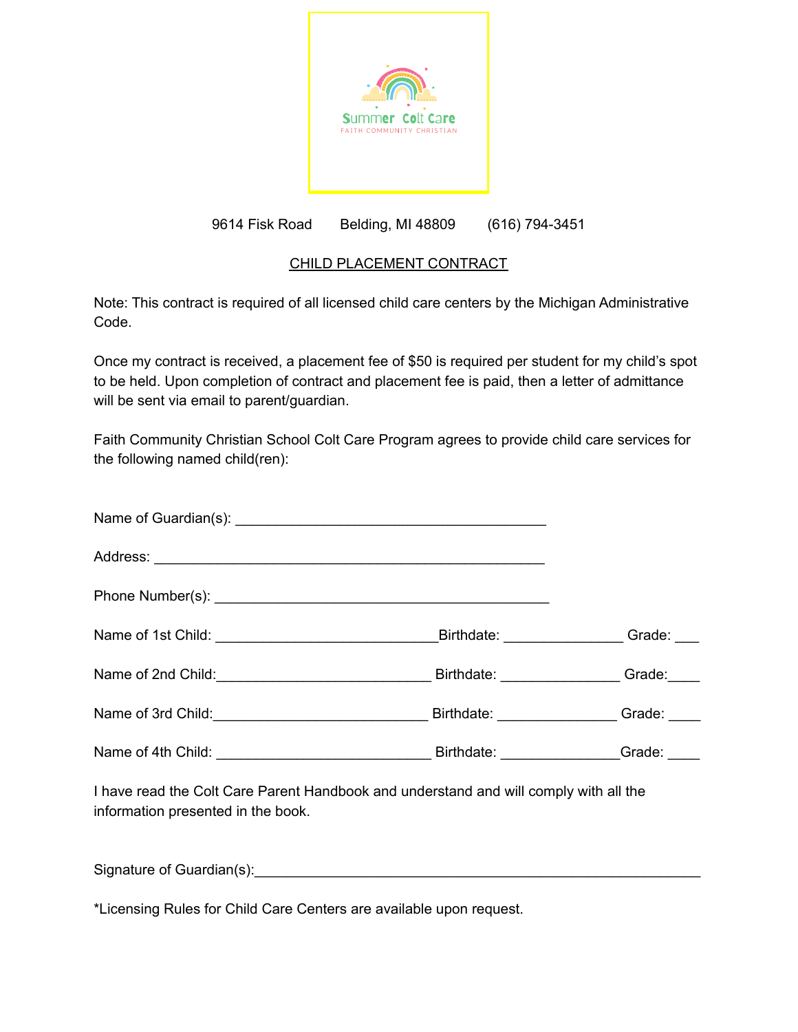Summer Colt Care

FAITH COMMUNITY CHRISTIAN

9614 Fisk Road Belding, MI 48809 (616) 794-3451

## CHILD PLACEMENT CONTRACT

Note: This contract is required of all licensed child care centers by the Michigan Administrative Code.

Once my contract is received, a placement fee of $50 is required per student for my child's spot to be held. Upon completion of contract and placement fee is paid, then a letter of admittance will be sent via email to parent/guardian.

Faith Community Christian School Colt Care Program agrees to provide child care services for the following named child(ren):

Name of Guardian(s): ________________________________________

Address: ___________________________________________________

Phone Number(s): ____________________________________________

Name of 1st Child: _____________________________Birthdate: _______________ Grade: ___

Name of 2nd Child:____________________________ Birthdate: _______________ Grade:____

Name of 3rd Child:____________________________ Birthdate: _______________ Grade: ____

Name of 4th Child: ____________________________ Birthdate: _______________Grade: ____

I have read the Colt Care Parent Handbook and understand and will comply with all the information presented in the book.

Signature of Guardian(s):__________________________________________________________

*Licensing Rules for Child Care Centers are available upon request.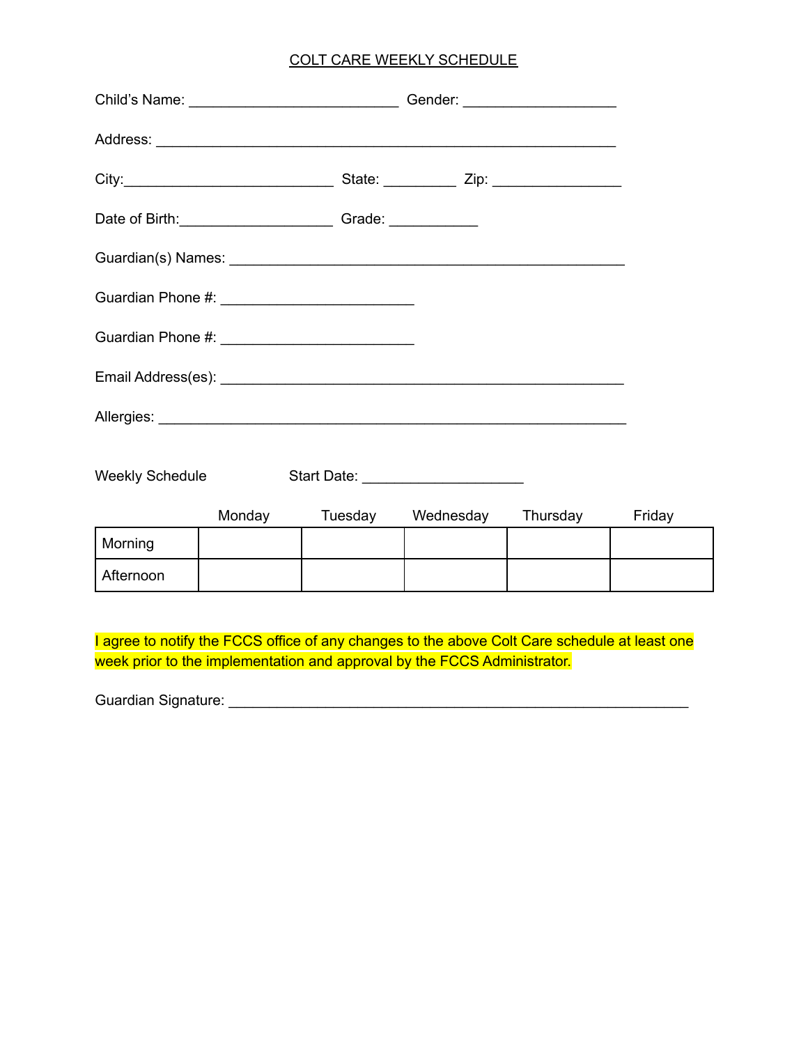# COLT CARE WEEKLY SCHEDULE

Child's Name: __________________________ Gender: ___________________

Address: _________________________________________________________

City:__________________________ State: _________ Zip: ________________

Date of Birth:___________________ Grade: ___________

Guardian(s) Names: _________________________________________________

Guardian Phone #: ________________________

Guardian Phone #: ________________________

Email Address(es): __________________________________________________

Allergies: __________________________________________________________

Weekly Schedule Start Date: ____________________

| | Monday | Tuesday | Wednesday | Thursday | Friday |
|---|---|---|---|---|---|
| Morning | | | | | |
| Afternoon | | | | | |

I agree to notify the FCCS office of any changes to the above Colt Care schedule at least one week prior to the implementation and approval by the FCCS Administrator.

Guardian Signature: _________________________________________________________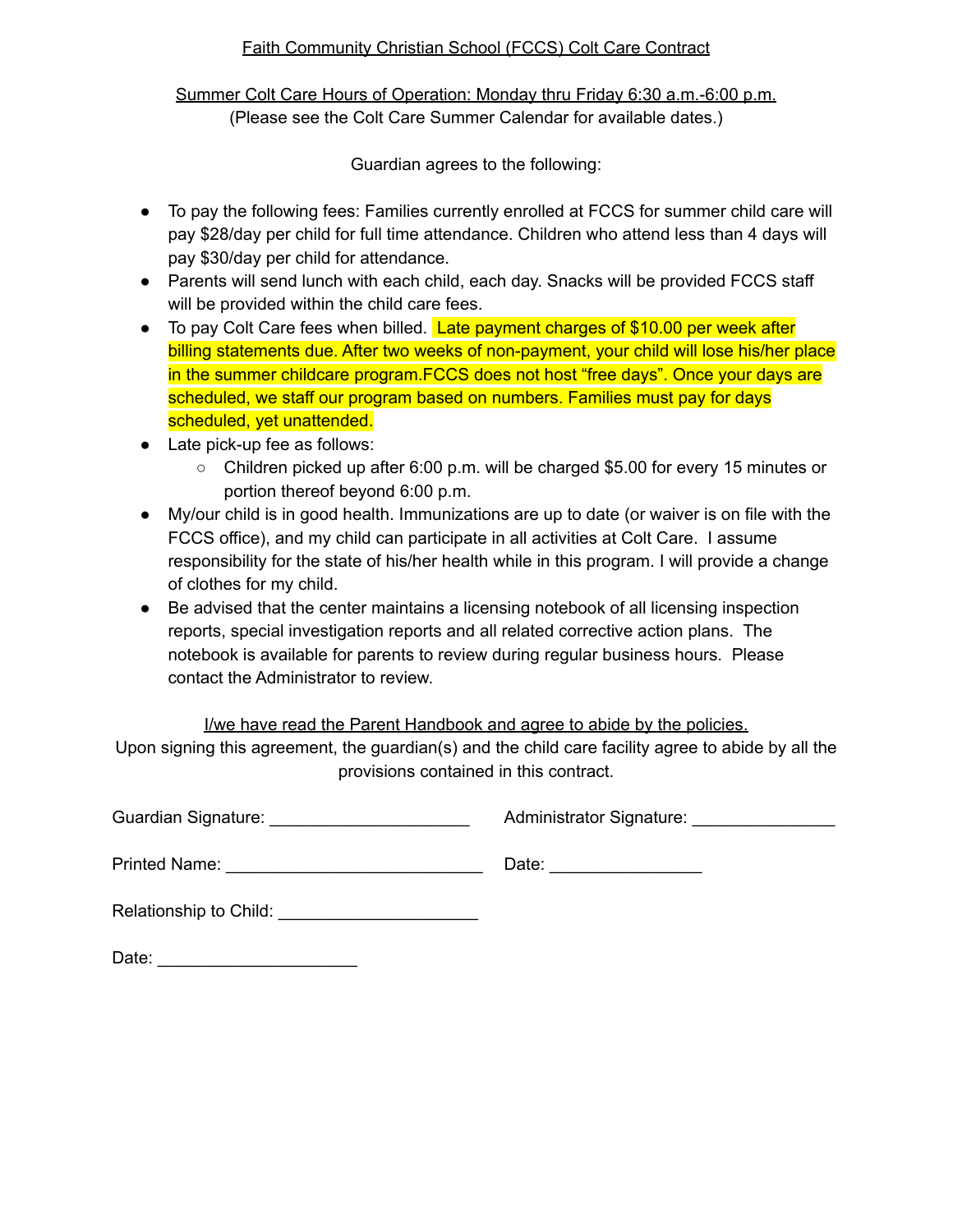Faith Community Christian School (FCCS) Colt Care Contract

Summer Colt Care Hours of Operation: Monday thru Friday 6:30 a.m.-6:00 p.m.
(Please see the Colt Care Summer Calendar for available dates.)

Guardian agrees to the following:

- To pay the following fees: Families currently enrolled at FCCS for summer child care will pay $28/day per child for full time attendance. Children who attend less than 4 days will pay $30/day per child for attendance.
- Parents will send lunch with each child, each day. Snacks will be provided FCCS staff will be provided within the child care fees.
- To pay Colt Care fees when billed. Late payment charges of $10.00 per week after billing statements due. After two weeks of non-payment, your child will lose his/her place in the summer childcare program.FCCS does not host "free days". Once your days are scheduled, we staff our program based on numbers. Families must pay for days scheduled, yet unattended.
- Late pick-up fee as follows:
  - Children picked up after 6:00 p.m. will be charged $5.00 for every 15 minutes or portion thereof beyond 6:00 p.m.
- My/our child is in good health. Immunizations are up to date (or waiver is on file with the FCCS office), and my child can participate in all activities at Colt Care. I assume responsibility for the state of his/her health while in this program. I will provide a change of clothes for my child.
- Be advised that the center maintains a licensing notebook of all licensing inspection reports, special investigation reports and all related corrective action plans. The notebook is available for parents to review during regular business hours. Please contact the Administrator to review.

I/we have read the Parent Handbook and agree to abide by the policies.
Upon signing this agreement, the guardian(s) and the child care facility agree to abide by all the provisions contained in this contract.

Guardian Signature: ____________________ Administrator Signature: ______________

Printed Name: __________________________ Date: _______________

Relationship to Child: ____________________

Date: ____________________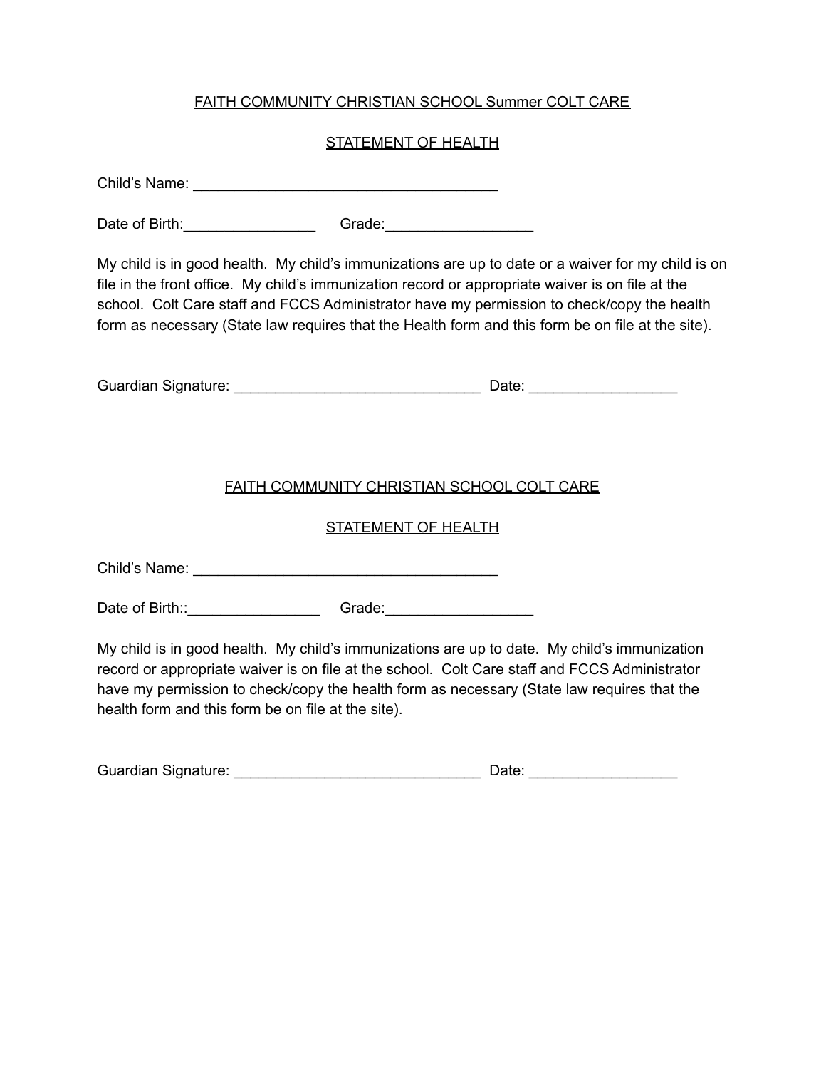FAITH COMMUNITY CHRISTIAN SCHOOL Summer COLT CARE

STATEMENT OF HEALTH

Child's Name: _____________________________________

Date of Birth:________________ Grade:__________________

My child is in good health. My child's immunizations are up to date or a waiver for my child is on file in the front office. My child's immunization record or appropriate waiver is on file at the school. Colt Care staff and FCCS Administrator have my permission to check/copy the health form as necessary (State law requires that the Health form and this form be on file at the site).

Guardian Signature: ______________________________ Date: __________________

FAITH COMMUNITY CHRISTIAN SCHOOL COLT CARE

STATEMENT OF HEALTH

Child's Name: _____________________________________

Date of Birth::________________ Grade:__________________

My child is in good health. My child's immunizations are up to date. My child's immunization record or appropriate waiver is on file at the school. Colt Care staff and FCCS Administrator have my permission to check/copy the health form as necessary (State law requires that the health form and this form be on file at the site).

Guardian Signature: ______________________________ Date: __________________